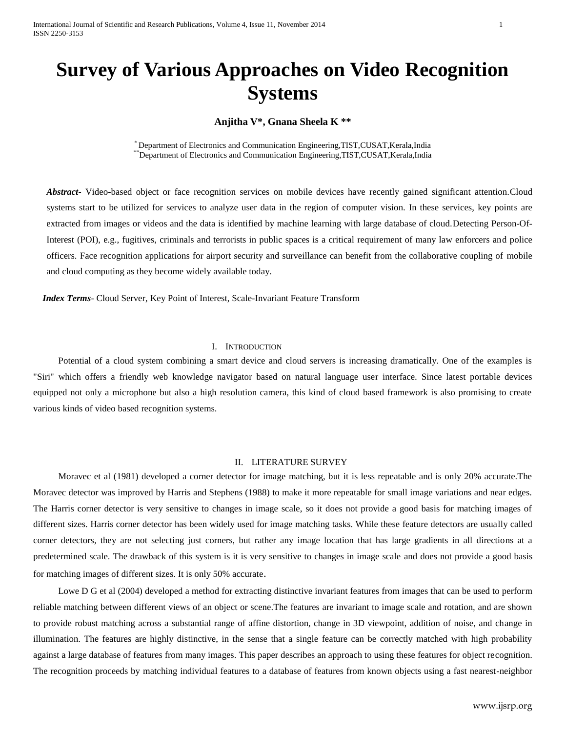# Survey of Various Approaches on Video Recognition Systems

**Anjitha V\*, Gnana Sheela K \*\***

\* Department of Electronics and Communication Engineering,TIST,CUSAT,Kerala,India
\*\* Department of Electronics and Communication Engineering,TIST,CUSAT,Kerala,India

***Abstract***- Video-based object or face recognition services on mobile devices have recently gained significant attention.Cloud systems start to be utilized for services to analyze user data in the region of computer vision. In these services, key points are extracted from images or videos and the data is identified by machine learning with large database of cloud.Detecting Person-Of-Interest (POI), e.g., fugitives, criminals and terrorists in public spaces is a critical requirement of many law enforcers and police officers. Face recognition applications for airport security and surveillance can benefit from the collaborative coupling of mobile and cloud computing as they become widely available today.

***Index Terms***- Cloud Server, Key Point of Interest, Scale-Invariant Feature Transform

## I. INTRODUCTION

Potential of a cloud system combining a smart device and cloud servers is increasing dramatically. One of the examples is "Siri" which offers a friendly web knowledge navigator based on natural language user interface. Since latest portable devices equipped not only a microphone but also a high resolution camera, this kind of cloud based framework is also promising to create various kinds of video based recognition systems.

## II. LITERATURE SURVEY

Moravec et al (1981) developed a corner detector for image matching, but it is less repeatable and is only 20% accurate.The Moravec detector was improved by Harris and Stephens (1988) to make it more repeatable for small image variations and near edges. The Harris corner detector is very sensitive to changes in image scale, so it does not provide a good basis for matching images of different sizes. Harris corner detector has been widely used for image matching tasks. While these feature detectors are usually called corner detectors, they are not selecting just corners, but rather any image location that has large gradients in all directions at a predetermined scale. The drawback of this system is it is very sensitive to changes in image scale and does not provide a good basis for matching images of different sizes. It is only 50% accurate.

Lowe D G et al (2004) developed a method for extracting distinctive invariant features from images that can be used to perform reliable matching between different views of an object or scene.The features are invariant to image scale and rotation, and are shown to provide robust matching across a substantial range of affine distortion, change in 3D viewpoint, addition of noise, and change in illumination. The features are highly distinctive, in the sense that a single feature can be correctly matched with high probability against a large database of features from many images. This paper describes an approach to using these features for object recognition. The recognition proceeds by matching individual features to a database of features from known objects using a fast nearest-neighbor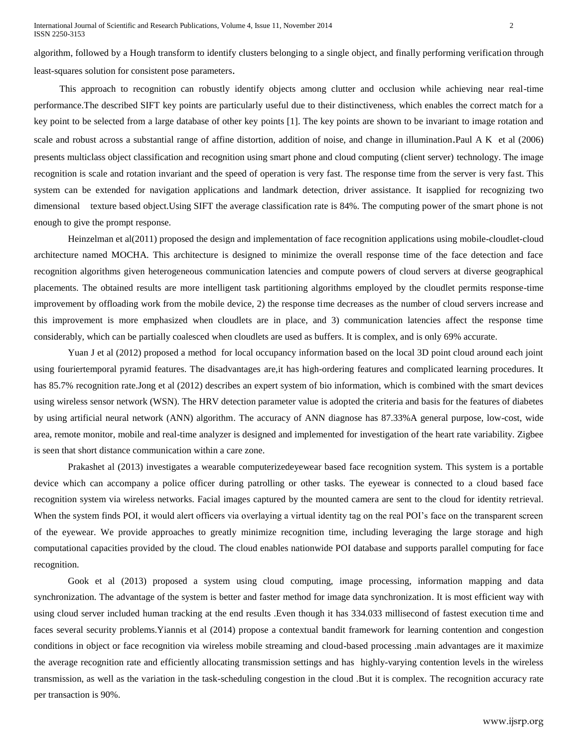algorithm, followed by a Hough transform to identify clusters belonging to a single object, and finally performing verification through least-squares solution for consistent pose parameters.

This approach to recognition can robustly identify objects among clutter and occlusion while achieving near real-time performance.The described SIFT key points are particularly useful due to their distinctiveness, which enables the correct match for a key point to be selected from a large database of other key points [1]. The key points are shown to be invariant to image rotation and scale and robust across a substantial range of affine distortion, addition of noise, and change in illumination.Paul A K et al (2006) presents multiclass object classification and recognition using smart phone and cloud computing (client server) technology. The image recognition is scale and rotation invariant and the speed of operation is very fast. The response time from the server is very fast. This system can be extended for navigation applications and landmark detection, driver assistance. It isapplied for recognizing two dimensional texture based object.Using SIFT the average classification rate is 84%. The computing power of the smart phone is not enough to give the prompt response.

Heinzelman et al(2011) proposed the design and implementation of face recognition applications using mobile-cloudlet-cloud architecture named MOCHA. This architecture is designed to minimize the overall response time of the face detection and face recognition algorithms given heterogeneous communication latencies and compute powers of cloud servers at diverse geographical placements. The obtained results are more intelligent task partitioning algorithms employed by the cloudlet permits response-time improvement by offloading work from the mobile device, 2) the response time decreases as the number of cloud servers increase and this improvement is more emphasized when cloudlets are in place, and 3) communication latencies affect the response time considerably, which can be partially coalesced when cloudlets are used as buffers. It is complex, and is only 69% accurate.

Yuan J et al (2012) proposed a method for local occupancy information based on the local 3D point cloud around each joint using fouriertemporal pyramid features. The disadvantages are,it has high-ordering features and complicated learning procedures. It has 85.7% recognition rate.Jong et al (2012) describes an expert system of bio information, which is combined with the smart devices using wireless sensor network (WSN). The HRV detection parameter value is adopted the criteria and basis for the features of diabetes by using artificial neural network (ANN) algorithm. The accuracy of ANN diagnose has 87.33%A general purpose, low-cost, wide area, remote monitor, mobile and real-time analyzer is designed and implemented for investigation of the heart rate variability. Zigbee is seen that short distance communication within a care zone.

Prakashet al (2013) investigates a wearable computerizedeyewear based face recognition system. This system is a portable device which can accompany a police officer during patrolling or other tasks. The eyewear is connected to a cloud based face recognition system via wireless networks. Facial images captured by the mounted camera are sent to the cloud for identity retrieval. When the system finds POI, it would alert officers via overlaying a virtual identity tag on the real POI's face on the transparent screen of the eyewear. We provide approaches to greatly minimize recognition time, including leveraging the large storage and high computational capacities provided by the cloud. The cloud enables nationwide POI database and supports parallel computing for face recognition.

Gook et al (2013) proposed a system using cloud computing, image processing, information mapping and data synchronization. The advantage of the system is better and faster method for image data synchronization. It is most efficient way with using cloud server included human tracking at the end results .Even though it has 334.033 millisecond of fastest execution time and faces several security problems.Yiannis et al (2014) propose a contextual bandit framework for learning contention and congestion conditions in object or face recognition via wireless mobile streaming and cloud-based processing .main advantages are it maximize the average recognition rate and efficiently allocating transmission settings and has highly-varying contention levels in the wireless transmission, as well as the variation in the task-scheduling congestion in the cloud .But it is complex. The recognition accuracy rate per transaction is 90%.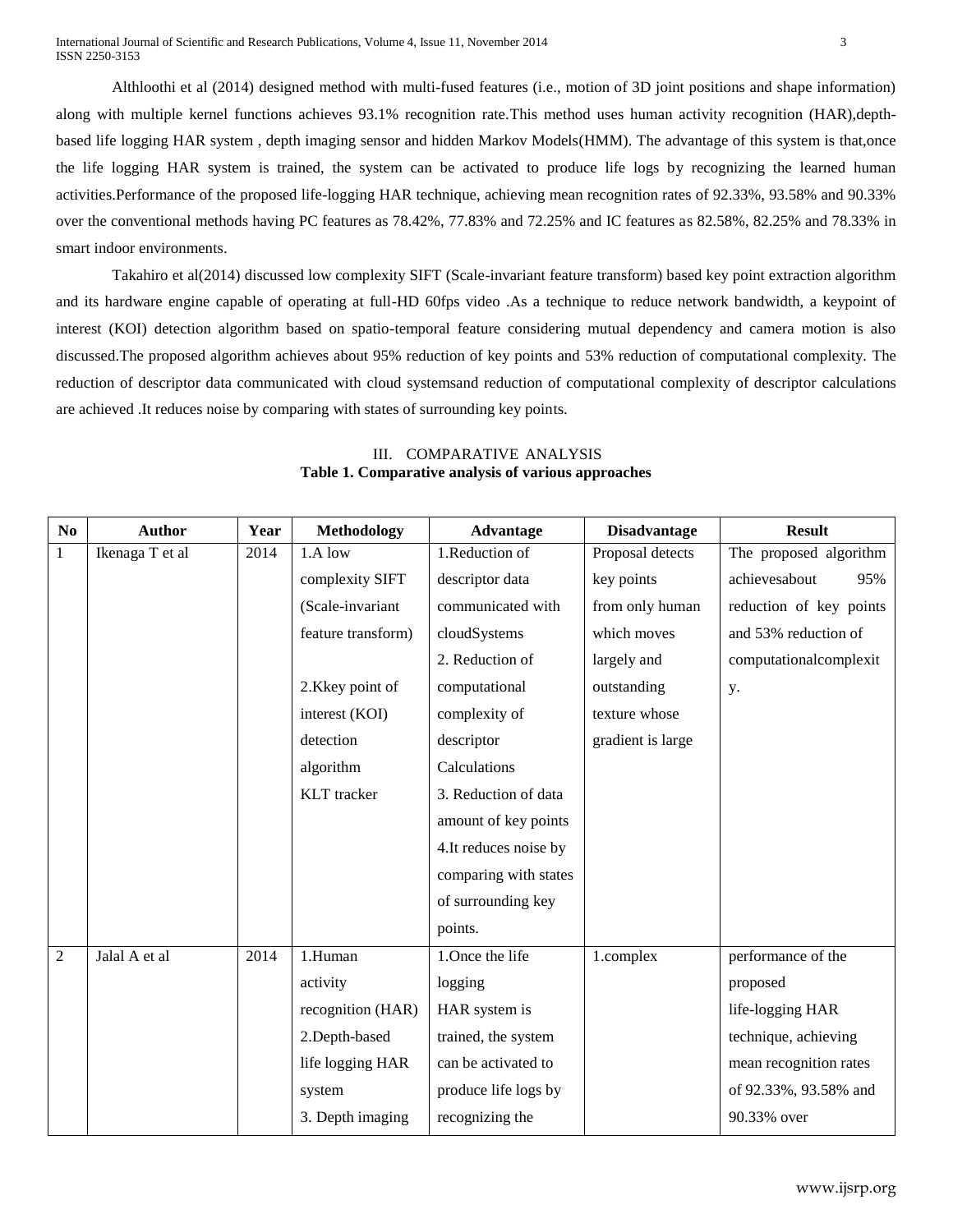Althloothi et al (2014) designed method with multi-fused features (i.e., motion of 3D joint positions and shape information) along with multiple kernel functions achieves 93.1% recognition rate.This method uses human activity recognition (HAR),depth-based life logging HAR system , depth imaging sensor and hidden Markov Models(HMM). The advantage of this system is that,once the life logging HAR system is trained, the system can be activated to produce life logs by recognizing the learned human activities.Performance of the proposed life-logging HAR technique, achieving mean recognition rates of 92.33%, 93.58% and 90.33% over the conventional methods having PC features as 78.42%, 77.83% and 72.25% and IC features as 82.58%, 82.25% and 78.33% in smart indoor environments.

Takahiro et al(2014) discussed low complexity SIFT (Scale-invariant feature transform) based key point extraction algorithm and its hardware engine capable of operating at full-HD 60fps video .As a technique to reduce network bandwidth, a keypoint of interest (KOI) detection algorithm based on spatio-temporal feature considering mutual dependency and camera motion is also discussed.The proposed algorithm achieves about 95% reduction of key points and 53% reduction of computational complexity. The reduction of descriptor data communicated with cloud systemsand reduction of computational complexity of descriptor calculations are achieved .It reduces noise by comparing with states of surrounding key points.

## III. COMPARATIVE ANALYSIS

**Table 1. Comparative analysis of various approaches**

| No | Author | Year | Methodology | Advantage | Disadvantage | Result |
|---|---|---|---|---|---|---|
| 1 | Ikenaga T et al | 2014 | 1.A low complexity SIFT (Scale-invariant feature transform)<br><br>2.Kkey point of interest (KOI) detection algorithm KLT tracker | 1.Reduction of descriptor data communicated with cloudSystems<br>2. Reduction of computational complexity of descriptor Calculations<br>3. Reduction of data amount of key points<br>4.It reduces noise by comparing with states of surrounding key points. | Proposal detects key points from only human which moves largely and outstanding texture whose gradient is large | The proposed algorithm achievesabout 95% reduction of key points and 53% reduction of computationalcomplexity. |
| 2 | Jalal A et al | 2014 | 1.Human activity recognition (HAR)<br>2.Depth-based life logging HAR system<br>3. Depth imaging | 1.Once the life logging HAR system is trained, the system can be activated to produce life logs by recognizing the | 1.complex | performance of the proposed life-logging HAR technique, achieving mean recognition rates of 92.33%, 93.58% and 90.33% over |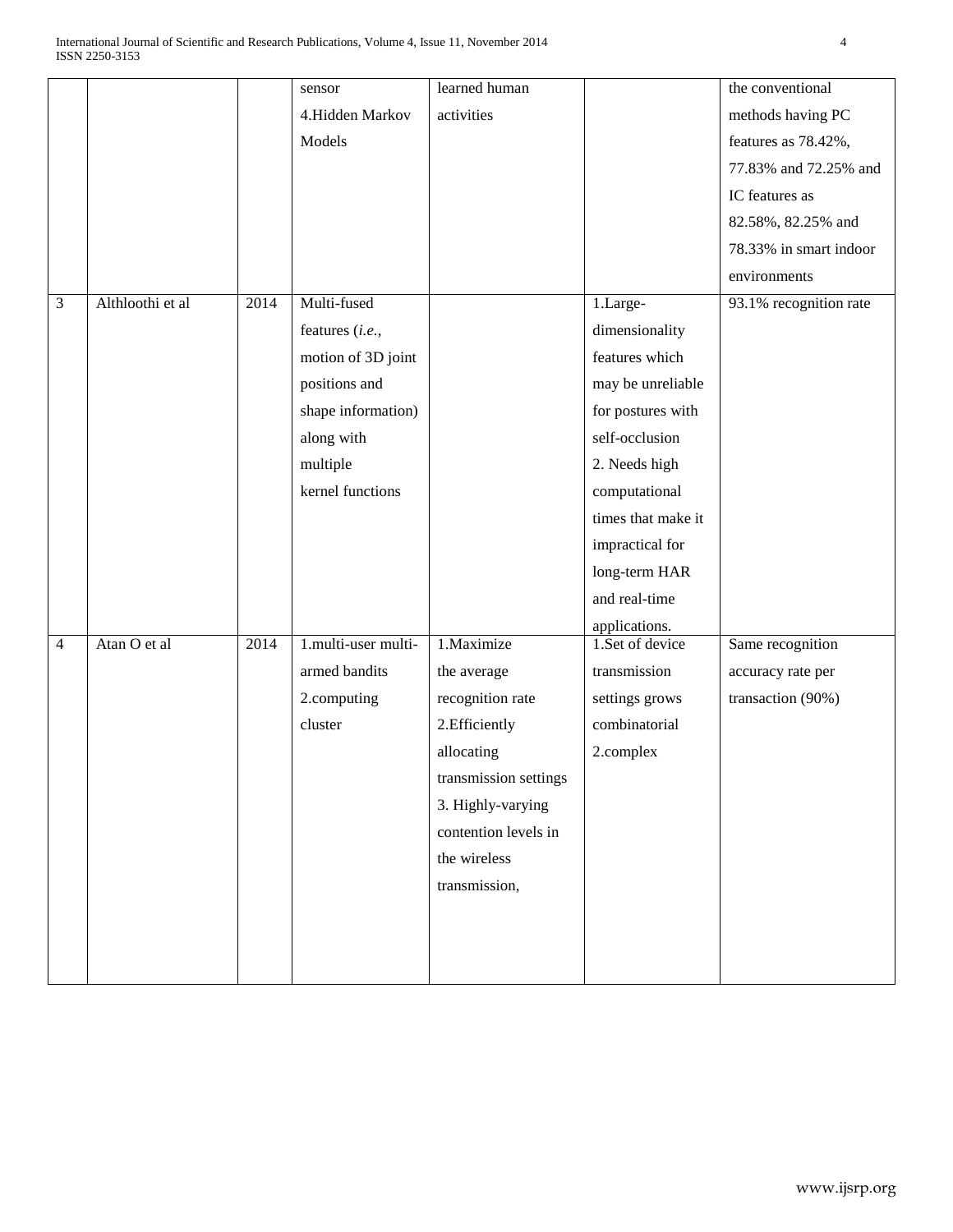| | | | sensor<br>4.Hidden Markov Models | learned human activities | | the conventional methods having PC features as 78.42%, 77.83% and 72.25% and IC features as 82.58%, 82.25% and 78.33% in smart indoor environments |
|---|---|---|---|---|---|---|
| 3 | Althloothi et al | 2014 | Multi-fused features (*i.e.*, motion of 3D joint positions and shape information) along with multiple kernel functions | | 1.Large-dimensionality features which may be unreliable for postures with self-occlusion<br>2. Needs high computational times that make it impractical for long-term HAR and real-time applications. | 93.1% recognition rate |
| 4 | Atan O et al | 2014 | 1.multi-user multi-armed bandits<br>2.computing cluster | 1.Maximize the average recognition rate<br>2.Efficiently allocating transmission settings<br>3. Highly-varying contention levels in the wireless transmission, | 1.Set of device transmission settings grows combinatorial<br>2.complex | Same recognition accuracy rate per transaction (90%) |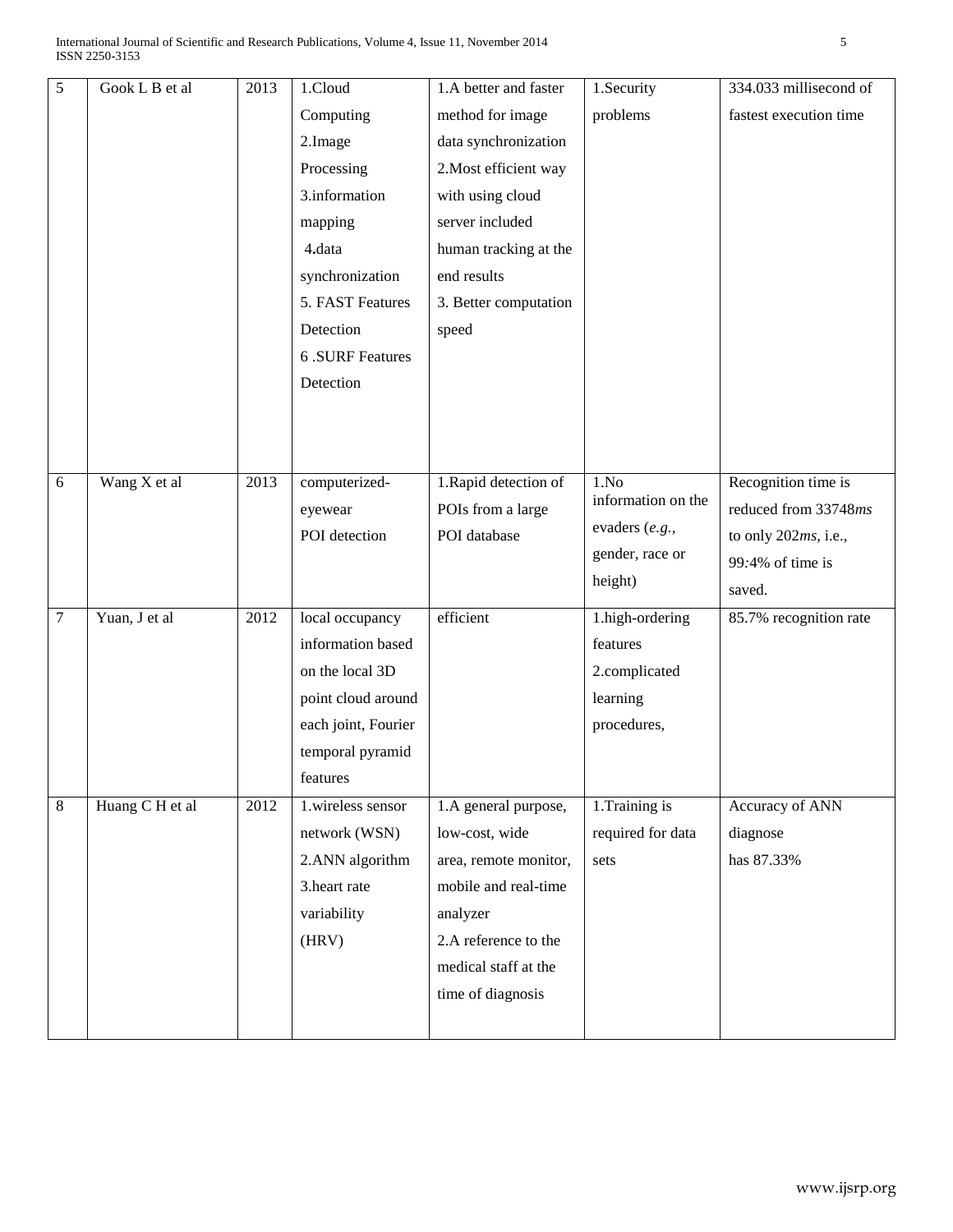| 5 | Gook L B et al | 2013 | 1.Cloud Computing 2.Image Processing 3.information mapping 4.data synchronization 5. FAST Features Detection 6 .SURF Features Detection | 1.A better and faster method for image data synchronization 2.Most efficient way with using cloud server included human tracking at the end results 3. Better computation speed | 1.Security problems | 334.033 millisecond of fastest execution time |
|---|---|---|---|---|---|---|
| 6 | Wang X et al | 2013 | computerized-eyewear POI detection | 1.Rapid detection of POIs from a large POI database | 1.No information on the evaders (*e.g.*, gender, race or height) | Recognition time is reduced from 33748*ms* to only 202*ms*, i.e., 99:4% of time is saved. |
| 7 | Yuan, J et al | 2012 | local occupancy information based on the local 3D point cloud around each joint, Fourier temporal pyramid features | efficient | 1.high-ordering features 2.complicated learning procedures, | 85.7% recognition rate |
| 8 | Huang C H et al | 2012 | 1.wireless sensor network (WSN) 2.ANN algorithm 3.heart rate variability (HRV) | 1.A general purpose, low-cost, wide area, remote monitor, mobile and real-time analyzer 2.A reference to the medical staff at the time of diagnosis | 1.Training is required for data sets | Accuracy of ANN diagnose has 87.33% |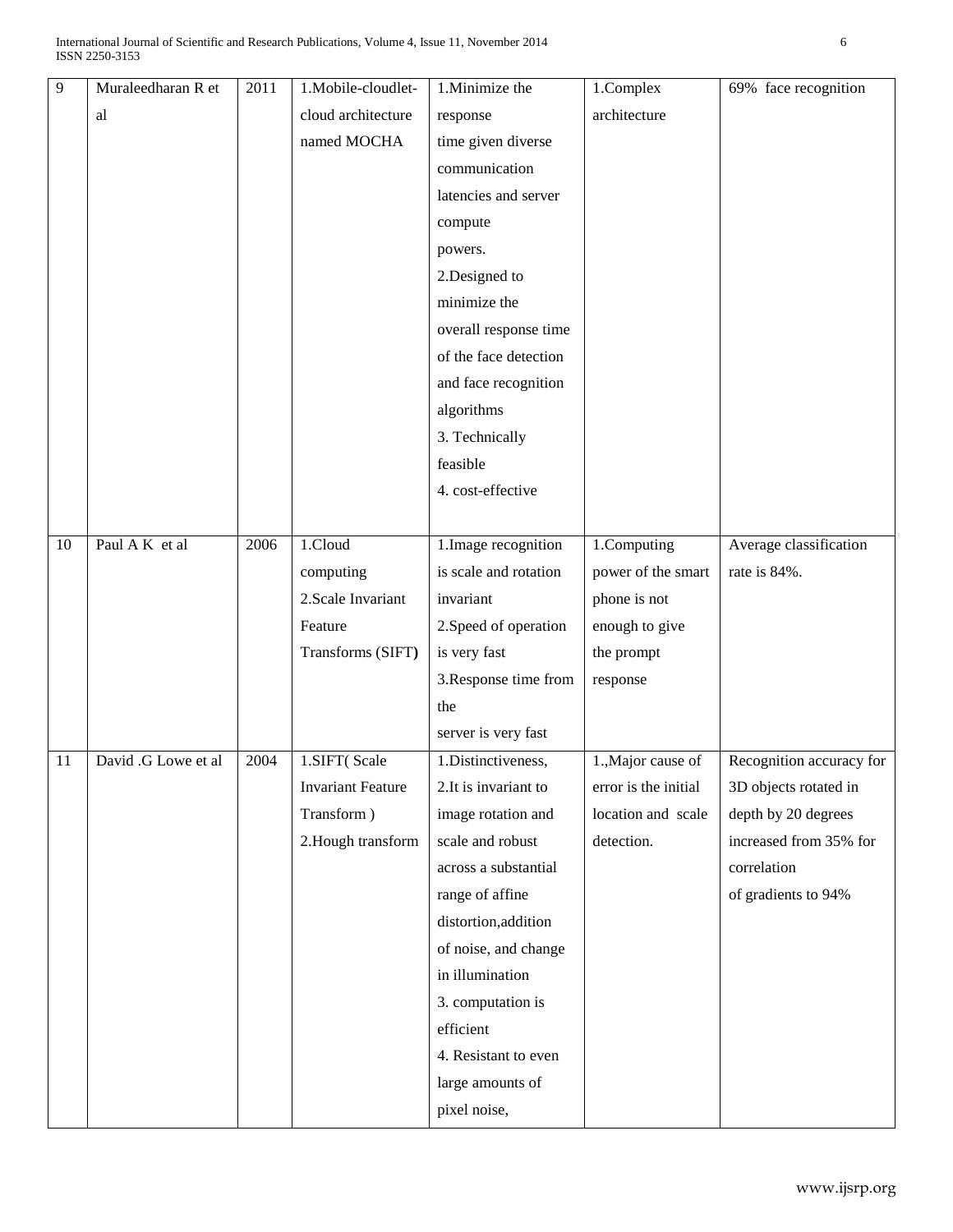| 9 | Muraleedharan R et al | 2011 | 1.Mobile-cloudlet-cloud architecture named MOCHA | 1.Minimize the response time given diverse communication latencies and server compute powers. 2.Designed to minimize the overall response time of the face detection and face recognition algorithms 3. Technically feasible 4. cost-effective | 1.Complex architecture | 69% face recognition |
|---|---|---|---|---|---|---|
| 10 | Paul A K et al | 2006 | 1.Cloud computing 2.Scale Invariant Feature Transforms (SIFT**)** | 1.Image recognition is scale and rotation invariant 2.Speed of operation is very fast 3.Response time from the server is very fast | 1.Computing power of the smart phone is not enough to give the prompt response | Average classification rate is 84%. |
| 11 | David .G Lowe et al | 2004 | 1.SIFT( Scale Invariant Feature Transform ) 2.Hough transform | 1.Distinctiveness, 2.It is invariant to image rotation and scale and robust across a substantial range of affine distortion,addition of noise, and change in illumination 3. computation is efficient 4. Resistant to even large amounts of pixel noise, | 1.,Major cause of error is the initial location and scale detection. | Recognition accuracy for 3D objects rotated in depth by 20 degrees increased from 35% for correlation of gradients to 94% |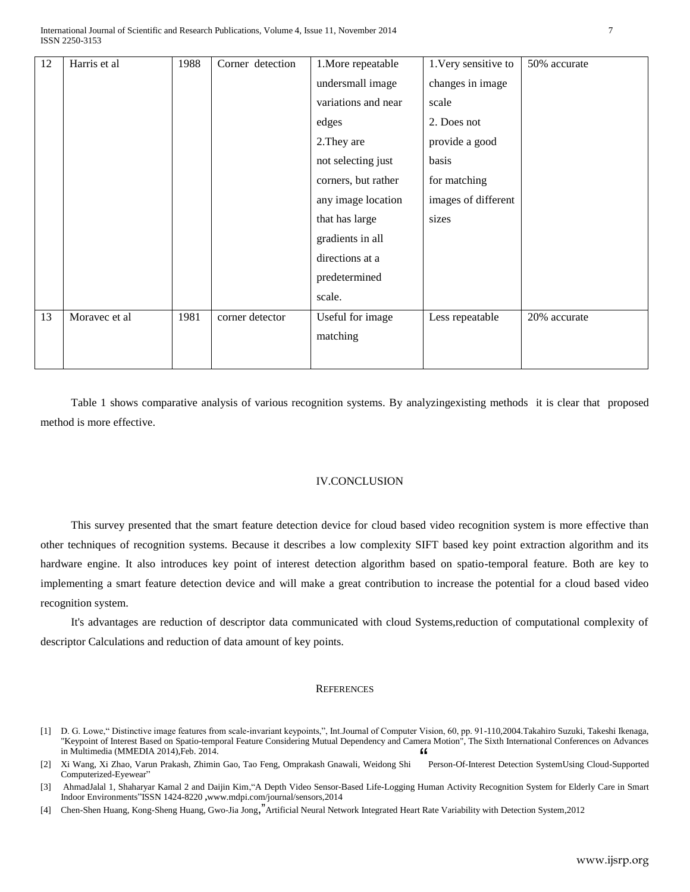| 12 | Harris et al | 1988 | Corner detection | 1.More repeatable undersmall image variations and near edges 2.They are not selecting just corners, but rather any image location that has large gradients in all directions at a predetermined scale. | 1.Very sensitive to changes in image scale 2. Does not provide a good basis for matching images of different sizes | 50% accurate |
|---|---|---|---|---|---|---|
| 13 | Moravec et al | 1981 | corner detector | Useful for image matching | Less repeatable | 20% accurate |

Table 1 shows comparative analysis of various recognition systems. By analyzingexisting methods it is clear that proposed method is more effective.

## IV.CONCLUSION

This survey presented that the smart feature detection device for cloud based video recognition system is more effective than other techniques of recognition systems. Because it describes a low complexity SIFT based key point extraction algorithm and its hardware engine. It also introduces key point of interest detection algorithm based on spatio-temporal feature. Both are key to implementing a smart feature detection device and will make a great contribution to increase the potential for a cloud based video recognition system.

It's advantages are reduction of descriptor data communicated with cloud Systems,reduction of computational complexity of descriptor Calculations and reduction of data amount of key points.

## REFERENCES

[1] D. G. Lowe," Distinctive image features from scale-invariant keypoints,", Int.Journal of Computer Vision, 60, pp. 91-110,2004.Takahiro Suzuki, Takeshi Ikenaga, "Keypoint of Interest Based on Spatio-temporal Feature Considering Mutual Dependency and Camera Motion", The Sixth International Conferences on Advances in Multimedia (MMEDIA 2014),Feb. 2014.

[2] Xi Wang, Xi Zhao, Varun Prakash, Zhimin Gao, Tao Feng, Omprakash Gnawali, Weidong Shi "Person-Of-Interest Detection SystemUsing Cloud-Supported Computerized-Eyewear"

[3] AhmadJalal 1, Shaharyar Kamal 2 and Daijin Kim,"A Depth Video Sensor-Based Life-Logging Human Activity Recognition System for Elderly Care in Smart Indoor Environments"ISSN 1424-8220 ,www.mdpi.com/journal/sensors,2014

[4] Chen-Shen Huang, Kong-Sheng Huang, Gwo-Jia Jong,"Artificial Neural Network Integrated Heart Rate Variability with Detection System,2012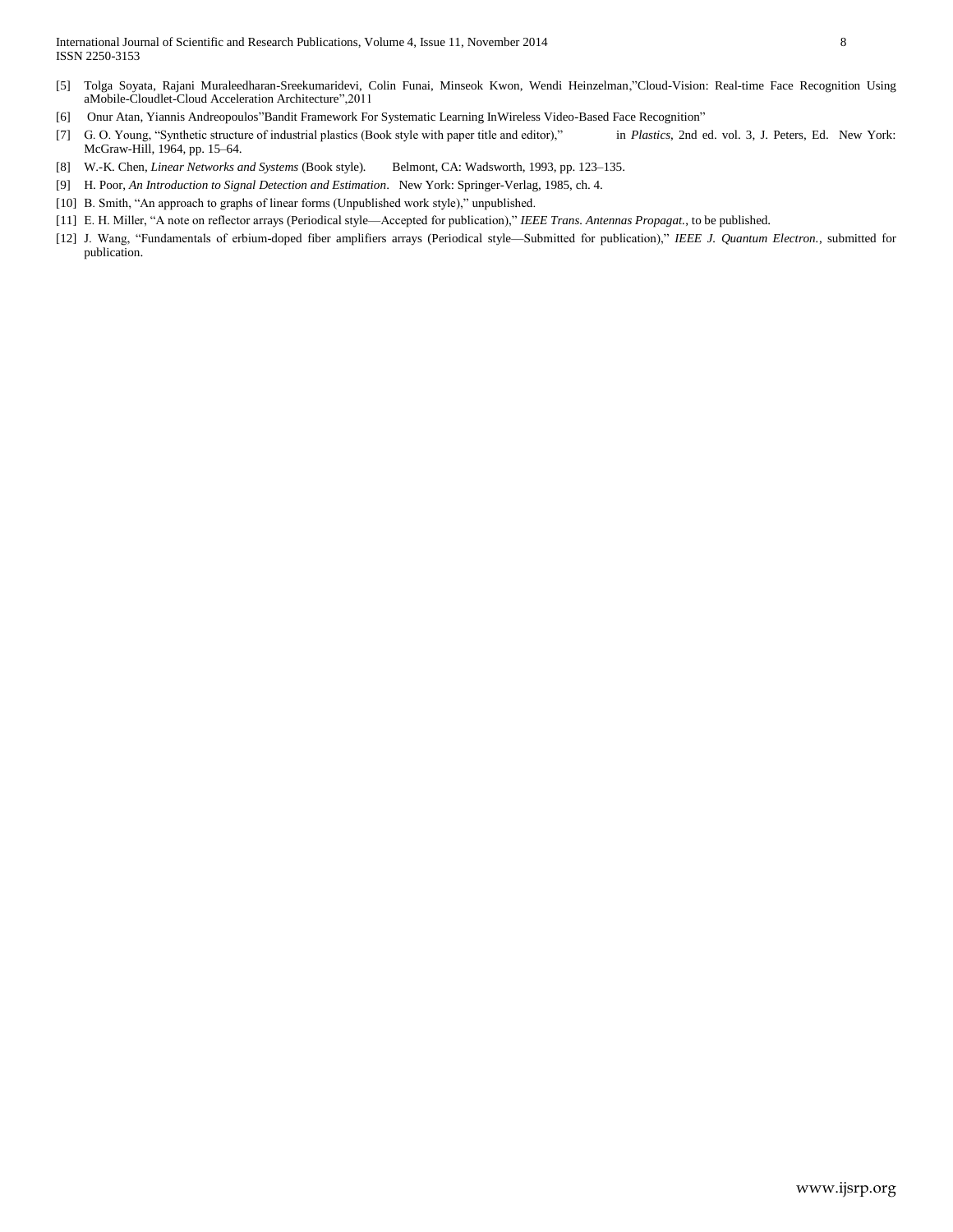[5] Tolga Soyata, Rajani Muraleedharan-Sreekumaridevi, Colin Funai, Minseok Kwon, Wendi Heinzelman,"Cloud-Vision: Real-time Face Recognition Using aMobile-Cloudlet-Cloud Acceleration Architecture",2011

[6] Onur Atan, Yiannis Andreopoulos"Bandit Framework For Systematic Learning InWireless Video-Based Face Recognition"

[7] G. O. Young, "Synthetic structure of industrial plastics (Book style with paper title and editor)," in *Plastics*, 2nd ed. vol. 3, J. Peters, Ed. New York: McGraw-Hill, 1964, pp. 15–64.

[8] W.-K. Chen, *Linear Networks and Systems* (Book style). Belmont, CA: Wadsworth, 1993, pp. 123–135.

[9] H. Poor, *An Introduction to Signal Detection and Estimation*. New York: Springer-Verlag, 1985, ch. 4.

[10] B. Smith, "An approach to graphs of linear forms (Unpublished work style)," unpublished.

[11] E. H. Miller, "A note on reflector arrays (Periodical style—Accepted for publication)," *IEEE Trans. Antennas Propagat.*, to be published.

[12] J. Wang, "Fundamentals of erbium-doped fiber amplifiers arrays (Periodical style—Submitted for publication)," *IEEE J. Quantum Electron.*, submitted for publication.